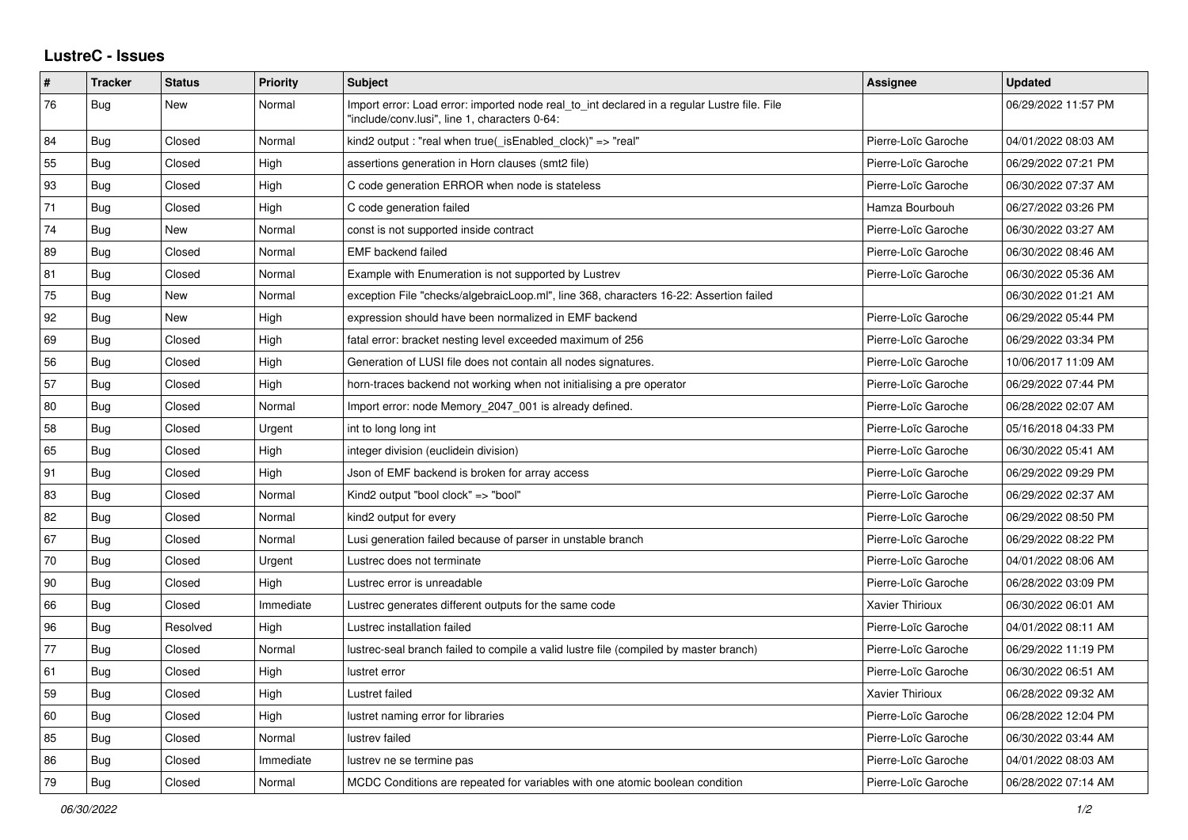# LustreC - Issues

| # | Tracker | Status | Priority | Subject | Assignee | Updated |
|---|---|---|---|---|---|---|
| 76 | Bug | New | Normal | Import error: Load error: imported node real_to_int declared in a regular Lustre file. File "include/conv.lusi", line 1, characters 0-64: | | 06/29/2022 11:57 PM |
| 84 | Bug | Closed | Normal | kind2 output : "real when true(_isEnabled_clock)" => "real" | Pierre-Loïc Garoche | 04/01/2022 08:03 AM |
| 55 | Bug | Closed | High | assertions generation in Horn clauses (smt2 file) | Pierre-Loïc Garoche | 06/29/2022 07:21 PM |
| 93 | Bug | Closed | High | C code generation ERROR when node is stateless | Pierre-Loïc Garoche | 06/30/2022 07:37 AM |
| 71 | Bug | Closed | High | C code generation failed | Hamza Bourbouh | 06/27/2022 03:26 PM |
| 74 | Bug | New | Normal | const is not supported inside contract | Pierre-Loïc Garoche | 06/30/2022 03:27 AM |
| 89 | Bug | Closed | Normal | EMF backend failed | Pierre-Loïc Garoche | 06/30/2022 08:46 AM |
| 81 | Bug | Closed | Normal | Example with Enumeration is not supported by Lustrev | Pierre-Loïc Garoche | 06/30/2022 05:36 AM |
| 75 | Bug | New | Normal | exception File "checks/algebraicLoop.ml", line 368, characters 16-22: Assertion failed | | 06/30/2022 01:21 AM |
| 92 | Bug | New | High | expression should have been normalized in EMF backend | Pierre-Loïc Garoche | 06/29/2022 05:44 PM |
| 69 | Bug | Closed | High | fatal error: bracket nesting level exceeded maximum of 256 | Pierre-Loïc Garoche | 06/29/2022 03:34 PM |
| 56 | Bug | Closed | High | Generation of LUSI file does not contain all nodes signatures. | Pierre-Loïc Garoche | 10/06/2017 11:09 AM |
| 57 | Bug | Closed | High | horn-traces backend not working when not initialising a pre operator | Pierre-Loïc Garoche | 06/29/2022 07:44 PM |
| 80 | Bug | Closed | Normal | Import error: node Memory_2047_001 is already defined. | Pierre-Loïc Garoche | 06/28/2022 02:07 AM |
| 58 | Bug | Closed | Urgent | int to long long int | Pierre-Loïc Garoche | 05/16/2018 04:33 PM |
| 65 | Bug | Closed | High | integer division (euclidein division) | Pierre-Loïc Garoche | 06/30/2022 05:41 AM |
| 91 | Bug | Closed | High | Json of EMF backend is broken for array access | Pierre-Loïc Garoche | 06/29/2022 09:29 PM |
| 83 | Bug | Closed | Normal | Kind2 output "bool clock" => "bool" | Pierre-Loïc Garoche | 06/29/2022 02:37 AM |
| 82 | Bug | Closed | Normal | kind2 output for every | Pierre-Loïc Garoche | 06/29/2022 08:50 PM |
| 67 | Bug | Closed | Normal | Lusi generation failed because of parser in unstable branch | Pierre-Loïc Garoche | 06/29/2022 08:22 PM |
| 70 | Bug | Closed | Urgent | Lustrec does not terminate | Pierre-Loïc Garoche | 04/01/2022 08:06 AM |
| 90 | Bug | Closed | High | Lustrec error is unreadable | Pierre-Loïc Garoche | 06/28/2022 03:09 PM |
| 66 | Bug | Closed | Immediate | Lustrec generates different outputs for the same code | Xavier Thirioux | 06/30/2022 06:01 AM |
| 96 | Bug | Resolved | High | Lustrec installation failed | Pierre-Loïc Garoche | 04/01/2022 08:11 AM |
| 77 | Bug | Closed | Normal | lustrec-seal branch failed to compile a valid lustre file (compiled by master branch) | Pierre-Loïc Garoche | 06/29/2022 11:19 PM |
| 61 | Bug | Closed | High | lustret error | Pierre-Loïc Garoche | 06/30/2022 06:51 AM |
| 59 | Bug | Closed | High | Lustret failed | Xavier Thirioux | 06/28/2022 09:32 AM |
| 60 | Bug | Closed | High | lustret naming error for libraries | Pierre-Loïc Garoche | 06/28/2022 12:04 PM |
| 85 | Bug | Closed | Normal | lustrev failed | Pierre-Loïc Garoche | 06/30/2022 03:44 AM |
| 86 | Bug | Closed | Immediate | lustrev ne se termine pas | Pierre-Loïc Garoche | 04/01/2022 08:03 AM |
| 79 | Bug | Closed | Normal | MCDC Conditions are repeated for variables with one atomic boolean condition | Pierre-Loïc Garoche | 06/28/2022 07:14 AM |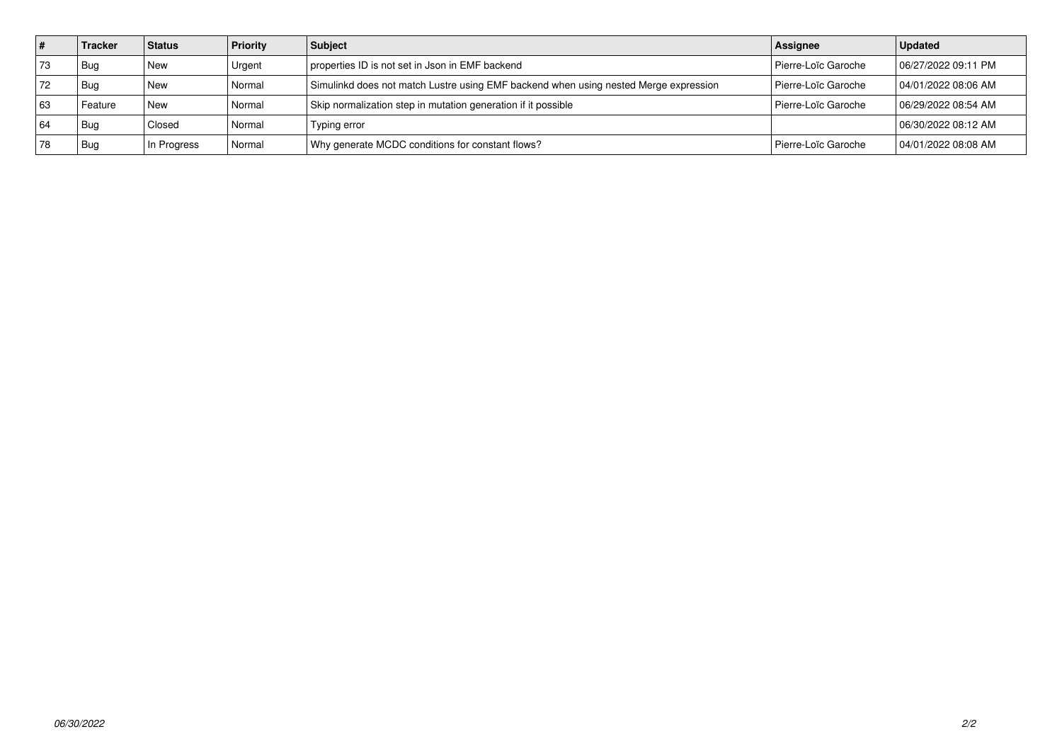| # | Tracker | Status | Priority | Subject | Assignee | Updated |
|---|---|---|---|---|---|---|
| 73 | Bug | New | Urgent | properties ID is not set in Json in EMF backend | Pierre-Loïc Garoche | 06/27/2022 09:11 PM |
| 72 | Bug | New | Normal | Simulinkd does not match Lustre using EMF backend when using nested Merge expression | Pierre-Loïc Garoche | 04/01/2022 08:06 AM |
| 63 | Feature | New | Normal | Skip normalization step in mutation generation if it possible | Pierre-Loïc Garoche | 06/29/2022 08:54 AM |
| 64 | Bug | Closed | Normal | Typing error | | 06/30/2022 08:12 AM |
| 78 | Bug | In Progress | Normal | Why generate MCDC conditions for constant flows? | Pierre-Loïc Garoche | 04/01/2022 08:08 AM |